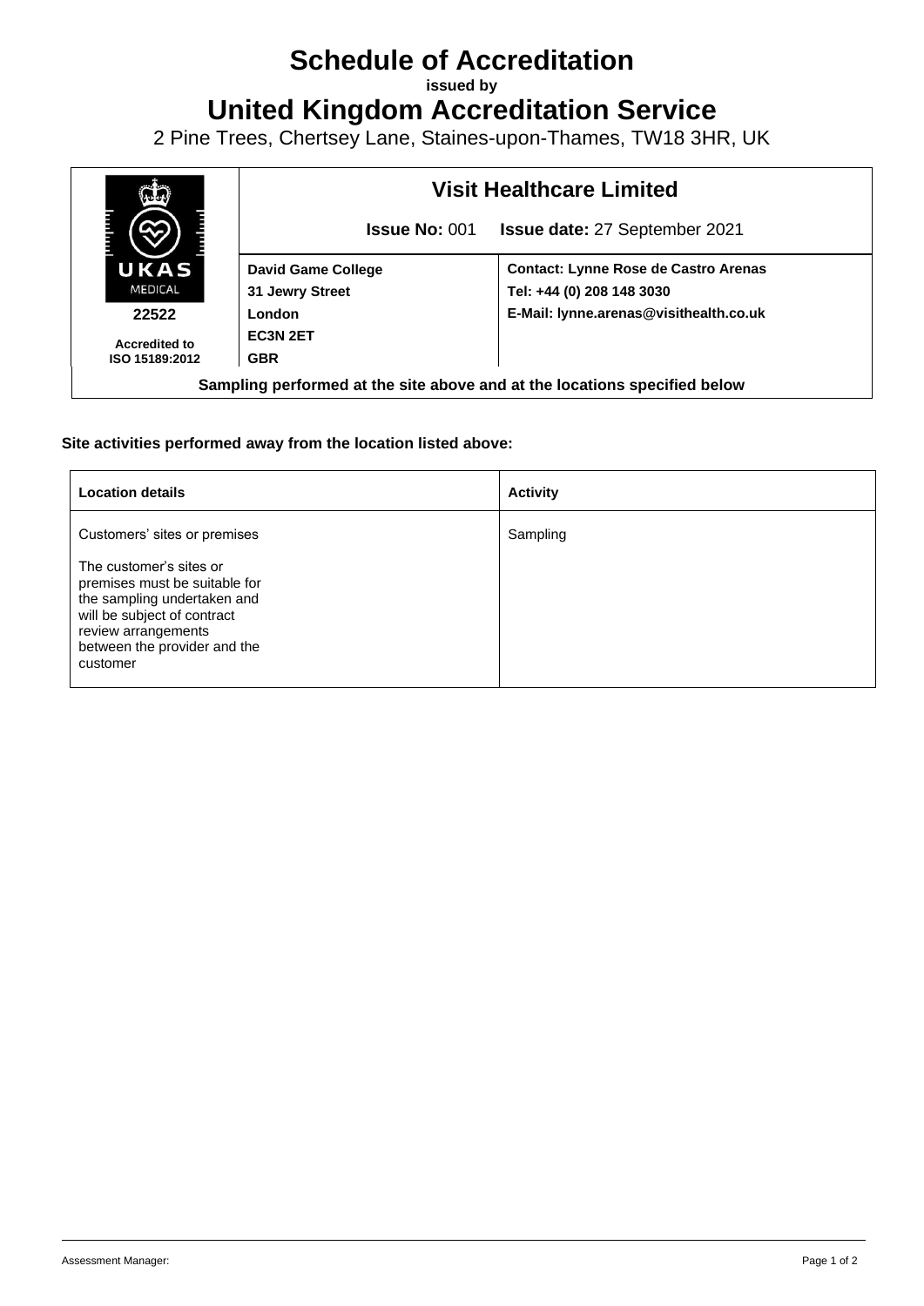# Schedule of Accreditation

**issued by**

# United Kingdom Accreditation Service

2 Pine Trees, Chertsey Lane, Staines-upon-Thames, TW18 3HR, UK

| UKAS MEDICAL 22522 Accredited to ISO 15189:2012 | **Visit Healthcare Limited** | |
|---|---|---|
| | **Issue No:** 001 | **Issue date:** 27 September 2021 |
| | **David Game College** **31 Jewry Street** **London** **EC3N 2ET** **GBR** | **Contact: Lynne Rose de Castro Arenas** **Tel: +44 (0) 208 148 3030** **E-Mail: lynne.arenas@visithealth.co.uk** |

**Sampling performed at the site above and at the locations specified below**

**Site activities performed away from the location listed above:**

| **Location details** | **Activity** |
|---|---|
| Customers' sites or premises<br><br>The customer's sites or premises must be suitable for the sampling undertaken and will be subject of contract review arrangements between the provider and the customer | Sampling |

Assessment Manager: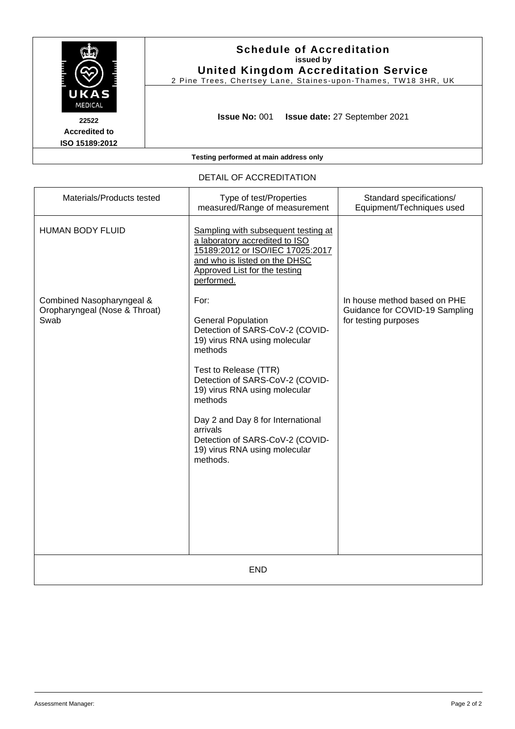**Schedule of Accreditation**
**issued by**
**United Kingdom Accreditation Service**
2 Pine Trees, Chertsey Lane, Staines-upon-Thames, TW18 3HR, UK

UKAS MEDICAL

**22522**
**Accredited to**
**ISO 15189:2012**

**Issue No:** 001 **Issue date:** 27 September 2021

**Testing performed at main address only**

DETAIL OF ACCREDITATION

| Materials/Products tested | Type of test/Properties measured/Range of measurement | Standard specifications/ Equipment/Techniques used |
|---|---|---|
| HUMAN BODY FLUID | Sampling with subsequent testing at a laboratory accredited to ISO 15189:2012 or ISO/IEC 17025:2017 and who is listed on the DHSC Approved List for the testing performed. | |
| Combined Nasopharyngeal & Oropharyngeal (Nose & Throat) Swab | For:<br><br>General Population<br>Detection of SARS-CoV-2 (COVID-19) virus RNA using molecular methods<br><br>Test to Release (TTR)<br>Detection of SARS-CoV-2 (COVID-19) virus RNA using molecular methods<br><br>Day 2 and Day 8 for International arrivals<br>Detection of SARS-CoV-2 (COVID-19) virus RNA using molecular methods. | In house method based on PHE Guidance for COVID-19 Sampling for testing purposes |

END

Assessment Manager: